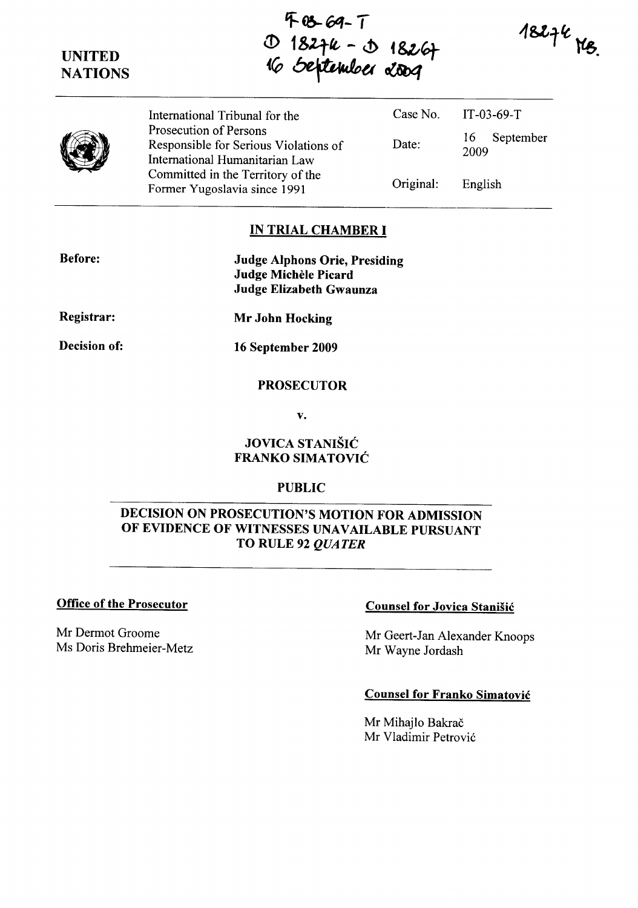IT-03-69-T
D 18274 - D 18267
16 September 2009

18274 MB.

UNITED NATIONS

| International Tribunal for the Prosecution of Persons Responsible for Serious Violations of International Humanitarian Law Committed in the Territory of the Former Yugoslavia since 1991 | Case No. | IT-03-69-T |
|---|---|---|
| | Date: | 16 September 2009 |
| | Original: | English |

## IN TRIAL CHAMBER I

**Before:** **Judge Alphons Orie, Presiding**
**Judge Michèle Picard**
**Judge Elizabeth Gwaunza**

**Registrar:** **Mr John Hocking**

**Decision of:** **16 September 2009**

**PROSECUTOR**

**v.**

**JOVICA STANIŠIĆ**
**FRANKO SIMATOVIĆ**

**PUBLIC**

## DECISION ON PROSECUTION'S MOTION FOR ADMISSION OF EVIDENCE OF WITNESSES UNAVAILABLE PURSUANT TO RULE 92 *QUATER*

**Office of the Prosecutor**

Mr Dermot Groome
Ms Doris Brehmeier-Metz

**Counsel for Jovica Stanišić**

Mr Geert-Jan Alexander Knoops
Mr Wayne Jordash

**Counsel for Franko Simatović**

Mr Mihajlo Bakrač
Mr Vladimir Petrović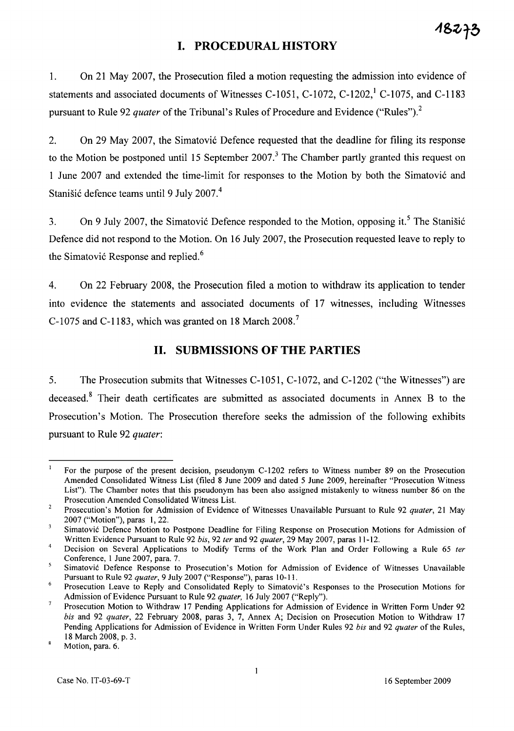# I. PROCEDURAL HISTORY

1. On 21 May 2007, the Prosecution filed a motion requesting the admission into evidence of statements and associated documents of Witnesses C-1051, C-1072, C-1202,[1] C-1075, and C-1183 pursuant to Rule 92 *quater* of the Tribunal's Rules of Procedure and Evidence ("Rules").[2]

2. On 29 May 2007, the Simatović Defence requested that the deadline for filing its response to the Motion be postponed until 15 September 2007.[3] The Chamber partly granted this request on 1 June 2007 and extended the time-limit for responses to the Motion by both the Simatović and Stanišić defence teams until 9 July 2007.[4]

3. On 9 July 2007, the Simatović Defence responded to the Motion, opposing it.[5] The Stanišić Defence did not respond to the Motion. On 16 July 2007, the Prosecution requested leave to reply to the Simatović Response and replied.[6]

4. On 22 February 2008, the Prosecution filed a motion to withdraw its application to tender into evidence the statements and associated documents of 17 witnesses, including Witnesses C-1075 and C-1183, which was granted on 18 March 2008.[7]

# II. SUBMISSIONS OF THE PARTIES

5. The Prosecution submits that Witnesses C-1051, C-1072, and C-1202 ("the Witnesses") are deceased.[8] Their death certificates are submitted as associated documents in Annex B to the Prosecution's Motion. The Prosecution therefore seeks the admission of the following exhibits pursuant to Rule 92 *quater*:

---

[1] For the purpose of the present decision, pseudonym C-1202 refers to Witness number 89 on the Prosecution Amended Consolidated Witness List (filed 8 June 2009 and dated 5 June 2009, hereinafter "Prosecution Witness List"). The Chamber notes that this pseudonym has been also assigned mistakenly to witness number 86 on the Prosecution Amended Consolidated Witness List.

[2] Prosecution's Motion for Admission of Evidence of Witnesses Unavailable Pursuant to Rule 92 *quater*, 21 May 2007 ("Motion"), paras 1, 22.

[3] Simatović Defence Motion to Postpone Deadline for Filing Response on Prosecution Motions for Admission of Written Evidence Pursuant to Rule 92 *bis*, 92 *ter* and 92 *quater*, 29 May 2007, paras 11-12.

[4] Decision on Several Applications to Modify Terms of the Work Plan and Order Following a Rule 65 *ter* Conference, 1 June 2007, para. 7.

[5] Simatović Defence Response to Prosecution's Motion for Admission of Evidence of Witnesses Unavailable Pursuant to Rule 92 *quater*, 9 July 2007 ("Response"), paras 10-11.

[6] Prosecution Leave to Reply and Consolidated Reply to Simatović's Responses to the Prosecution Motions for Admission of Evidence Pursuant to Rule 92 *quater*, 16 July 2007 ("Reply").

[7] Prosecution Motion to Withdraw 17 Pending Applications for Admission of Evidence in Written Form Under 92 *bis* and 92 *quater*, 22 February 2008, paras 3, 7, Annex A; Decision on Prosecution Motion to Withdraw 17 Pending Applications for Admission of Evidence in Written Form Under Rules 92 *bis* and 92 *quater* of the Rules, 18 March 2008, p. 3.

[8] Motion, para. 6.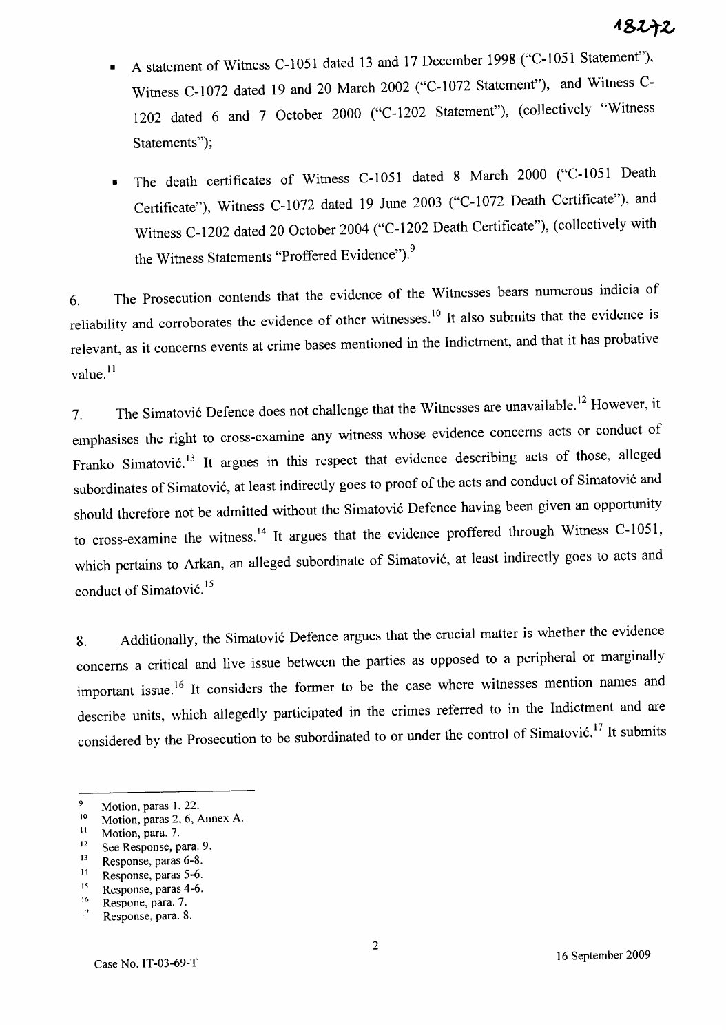- A statement of Witness C-1051 dated 13 and 17 December 1998 ("C-1051 Statement"), Witness C-1072 dated 19 and 20 March 2002 ("C-1072 Statement"), and Witness C-1202 dated 6 and 7 October 2000 ("C-1202 Statement"), (collectively "Witness Statements");
- The death certificates of Witness C-1051 dated 8 March 2000 ("C-1051 Death Certificate"), Witness C-1072 dated 19 June 2003 ("C-1072 Death Certificate"), and Witness C-1202 dated 20 October 2004 ("C-1202 Death Certificate"), (collectively with the Witness Statements "Proffered Evidence").[9]

6. The Prosecution contends that the evidence of the Witnesses bears numerous indicia of reliability and corroborates the evidence of other witnesses.[10] It also submits that the evidence is relevant, as it concerns events at crime bases mentioned in the Indictment, and that it has probative value.[11]

7. The Simatović Defence does not challenge that the Witnesses are unavailable.[12] However, it emphasises the right to cross-examine any witness whose evidence concerns acts or conduct of Franko Simatović.[13] It argues in this respect that evidence describing acts of those, alleged subordinates of Simatović, at least indirectly goes to proof of the acts and conduct of Simatović and should therefore not be admitted without the Simatović Defence having been given an opportunity to cross-examine the witness.[14] It argues that the evidence proffered through Witness C-1051, which pertains to Arkan, an alleged subordinate of Simatović, at least indirectly goes to acts and conduct of Simatović.[15]

8. Additionally, the Simatović Defence argues that the crucial matter is whether the evidence concerns a critical and live issue between the parties as opposed to a peripheral or marginally important issue.[16] It considers the former to be the case where witnesses mention names and describe units, which allegedly participated in the crimes referred to in the Indictment and are considered by the Prosecution to be subordinated to or under the control of Simatović.[17] It submits

---

[9] Motion, paras 1, 22.
[10] Motion, paras 2, 6, Annex A.
[11] Motion, para. 7.
[12] See Response, para. 9.
[13] Response, paras 6-8.
[14] Response, paras 5-6.
[15] Response, paras 4-6.
[16] Respone, para. 7.
[17] Response, para. 8.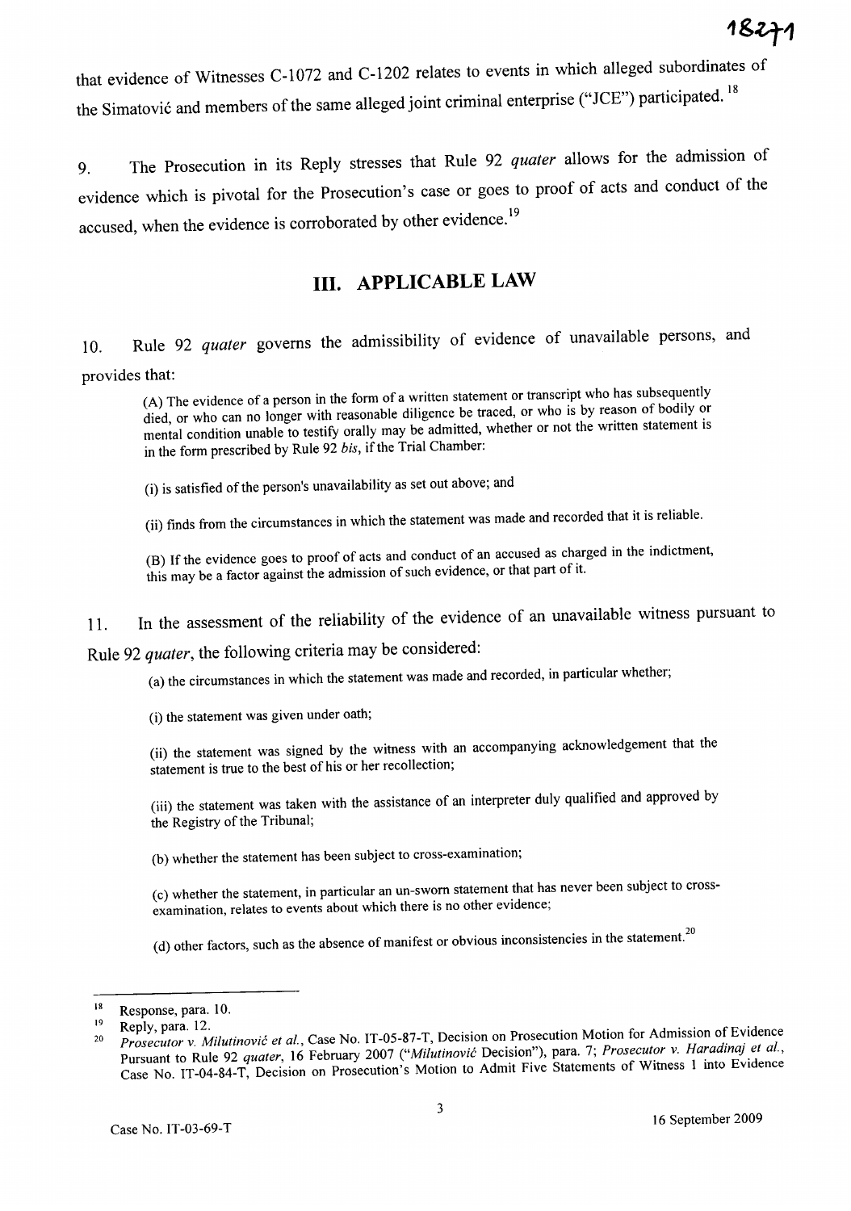that evidence of Witnesses C-1072 and C-1202 relates to events in which alleged subordinates of the Simatović and members of the same alleged joint criminal enterprise ("JCE") participated.[18]

9. The Prosecution in its Reply stresses that Rule 92 *quater* allows for the admission of evidence which is pivotal for the Prosecution's case or goes to proof of acts and conduct of the accused, when the evidence is corroborated by other evidence.[19]

## III. APPLICABLE LAW

10. Rule 92 *quater* governs the admissibility of evidence of unavailable persons, and provides that:

> (A) The evidence of a person in the form of a written statement or transcript who has subsequently died, or who can no longer with reasonable diligence be traced, or who is by reason of bodily or mental condition unable to testify orally may be admitted, whether or not the written statement is in the form prescribed by Rule 92 *bis*, if the Trial Chamber:
>
> (i) is satisfied of the person's unavailability as set out above; and
>
> (ii) finds from the circumstances in which the statement was made and recorded that it is reliable.
>
> (B) If the evidence goes to proof of acts and conduct of an accused as charged in the indictment, this may be a factor against the admission of such evidence, or that part of it.

11. In the assessment of the reliability of the evidence of an unavailable witness pursuant to Rule 92 *quater*, the following criteria may be considered:

> (a) the circumstances in which the statement was made and recorded, in particular whether;
>
> (i) the statement was given under oath;
>
> (ii) the statement was signed by the witness with an accompanying acknowledgement that the statement is true to the best of his or her recollection;
>
> (iii) the statement was taken with the assistance of an interpreter duly qualified and approved by the Registry of the Tribunal;
>
> (b) whether the statement has been subject to cross-examination;
>
> (c) whether the statement, in particular an un-sworn statement that has never been subject to cross-examination, relates to events about which there is no other evidence;
>
> (d) other factors, such as the absence of manifest or obvious inconsistencies in the statement.[20]

---

[18] Response, para. 10.

[19] Reply, para. 12.

[20] *Prosecutor v. Milutinović et al.*, Case No. IT-05-87-T, Decision on Prosecution Motion for Admission of Evidence Pursuant to Rule 92 *quater*, 16 February 2007 ("*Milutinović* Decision"), para. 7; *Prosecutor v. Haradinaj et al.*, Case No. IT-04-84-T, Decision on Prosecution's Motion to Admit Five Statements of Witness 1 into Evidence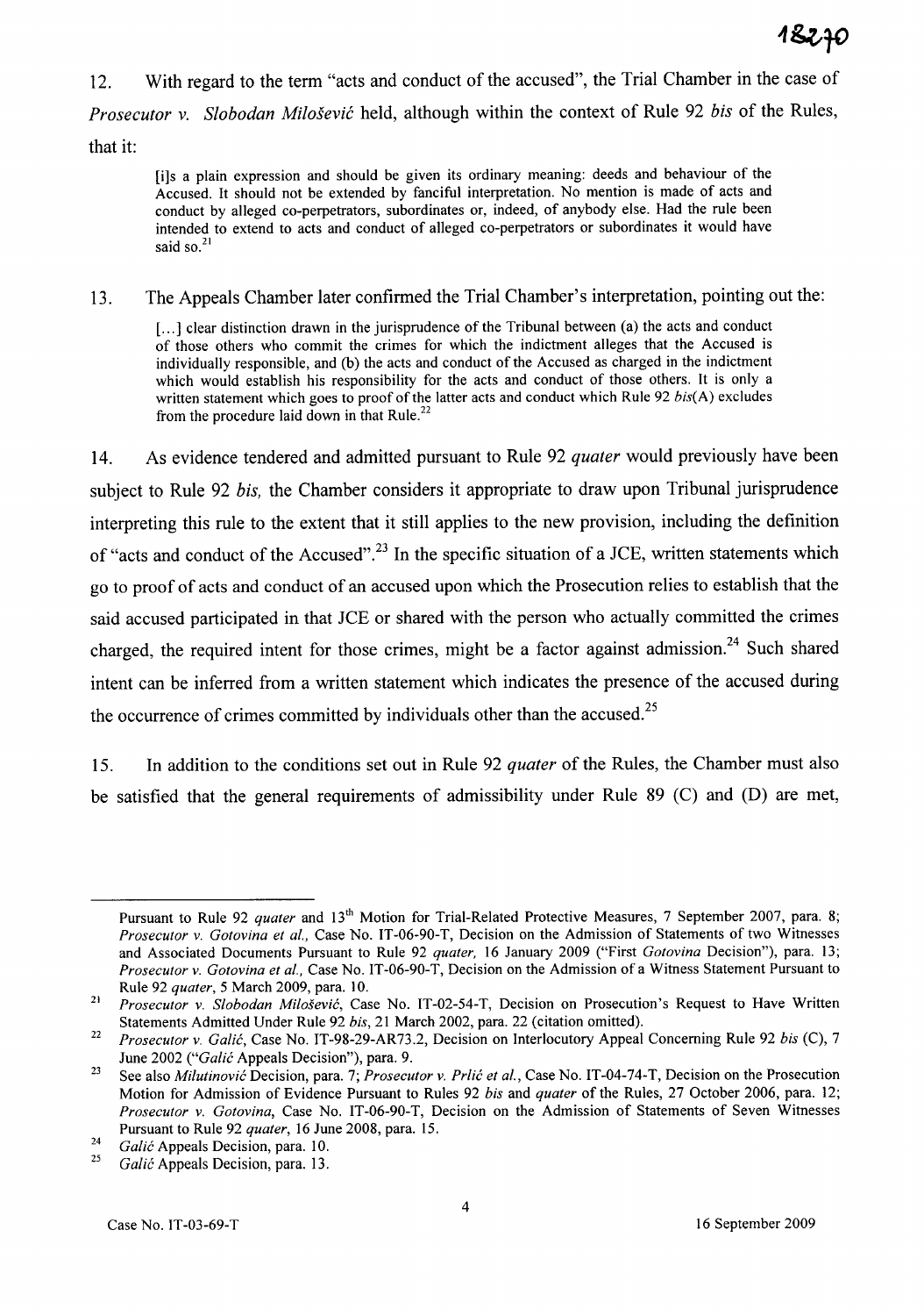12. With regard to the term "acts and conduct of the accused", the Trial Chamber in the case of *Prosecutor v. Slobodan Milošević* held, although within the context of Rule 92 *bis* of the Rules, that it:

> [i]s a plain expression and should be given its ordinary meaning: deeds and behaviour of the Accused. It should not be extended by fanciful interpretation. No mention is made of acts and conduct by alleged co-perpetrators, subordinates or, indeed, of anybody else. Had the rule been intended to extend to acts and conduct of alleged co-perpetrators or subordinates it would have said so.[21]

13. The Appeals Chamber later confirmed the Trial Chamber's interpretation, pointing out the:

> [...] clear distinction drawn in the jurisprudence of the Tribunal between (a) the acts and conduct of those others who commit the crimes for which the indictment alleges that the Accused is individually responsible, and (b) the acts and conduct of the Accused as charged in the indictment which would establish his responsibility for the acts and conduct of those others. It is only a written statement which goes to proof of the latter acts and conduct which Rule 92 *bis*(A) excludes from the procedure laid down in that Rule.[22]

14. As evidence tendered and admitted pursuant to Rule 92 *quater* would previously have been subject to Rule 92 *bis,* the Chamber considers it appropriate to draw upon Tribunal jurisprudence interpreting this rule to the extent that it still applies to the new provision, including the definition of "acts and conduct of the Accused".[23] In the specific situation of a JCE, written statements which go to proof of acts and conduct of an accused upon which the Prosecution relies to establish that the said accused participated in that JCE or shared with the person who actually committed the crimes charged, the required intent for those crimes, might be a factor against admission.[24] Such shared intent can be inferred from a written statement which indicates the presence of the accused during the occurrence of crimes committed by individuals other than the accused.[25]

15. In addition to the conditions set out in Rule 92 *quater* of the Rules, the Chamber must also be satisfied that the general requirements of admissibility under Rule 89 (C) and (D) are met,

---

Pursuant to Rule 92 *quater* and 13th Motion for Trial-Related Protective Measures, 7 September 2007, para. 8; *Prosecutor v. Gotovina et al.,* Case No. IT-06-90-T, Decision on the Admission of Statements of two Witnesses and Associated Documents Pursuant to Rule 92 *quater,* 16 January 2009 ("First *Gotovina* Decision"), para. 13; *Prosecutor v. Gotovina et al.,* Case No. IT-06-90-T, Decision on the Admission of a Witness Statement Pursuant to Rule 92 *quater*, 5 March 2009, para. 10.

[21] *Prosecutor v. Slobodan Milošević,* Case No. IT-02-54-T, Decision on Prosecution's Request to Have Written Statements Admitted Under Rule 92 *bis*, 21 March 2002, para. 22 (citation omitted).

[22] *Prosecutor v. Galić*, Case No. IT-98-29-AR73.2, Decision on Interlocutory Appeal Concerning Rule 92 *bis* (C), 7 June 2002 ("*Galić* Appeals Decision"), para. 9.

[23] See also *Milutinović* Decision, para. 7; *Prosecutor v. Prlić et al.*, Case No. IT-04-74-T, Decision on the Prosecution Motion for Admission of Evidence Pursuant to Rules 92 *bis* and *quater* of the Rules, 27 October 2006, para. 12; *Prosecutor v. Gotovina*, Case No. IT-06-90-T, Decision on the Admission of Statements of Seven Witnesses Pursuant to Rule 92 *quater*, 16 June 2008, para. 15.

[24] *Galić* Appeals Decision, para. 10.

[25] *Galić* Appeals Decision, para. 13.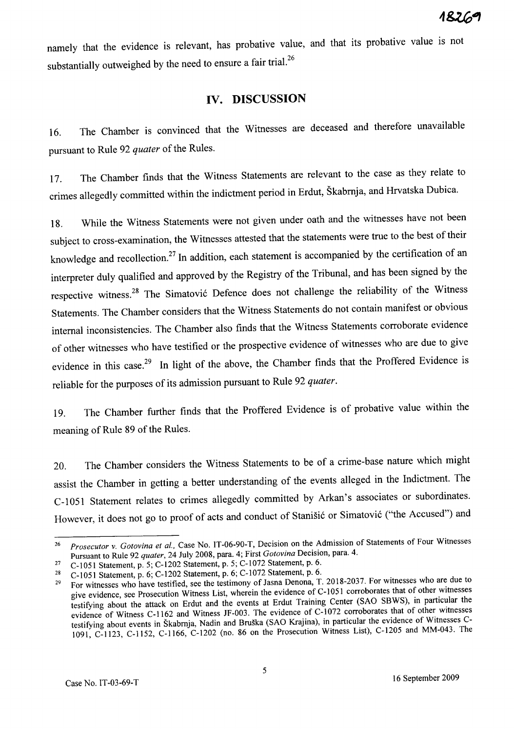namely that the evidence is relevant, has probative value, and that its probative value is not substantially outweighed by the need to ensure a fair trial.[26]

## IV. DISCUSSION

16. The Chamber is convinced that the Witnesses are deceased and therefore unavailable pursuant to Rule 92 *quater* of the Rules.

17. The Chamber finds that the Witness Statements are relevant to the case as they relate to crimes allegedly committed within the indictment period in Erdut, Škabrnja, and Hrvatska Dubica.

18. While the Witness Statements were not given under oath and the witnesses have not been subject to cross-examination, the Witnesses attested that the statements were true to the best of their knowledge and recollection.[27] In addition, each statement is accompanied by the certification of an interpreter duly qualified and approved by the Registry of the Tribunal, and has been signed by the respective witness.[28] The Simatović Defence does not challenge the reliability of the Witness Statements. The Chamber considers that the Witness Statements do not contain manifest or obvious internal inconsistencies. The Chamber also finds that the Witness Statements corroborate evidence of other witnesses who have testified or the prospective evidence of witnesses who are due to give evidence in this case.[29] In light of the above, the Chamber finds that the Proffered Evidence is reliable for the purposes of its admission pursuant to Rule 92 *quater*.

19. The Chamber further finds that the Proffered Evidence is of probative value within the meaning of Rule 89 of the Rules.

20. The Chamber considers the Witness Statements to be of a crime-base nature which might assist the Chamber in getting a better understanding of the events alleged in the Indictment. The C-1051 Statement relates to crimes allegedly committed by Arkan's associates or subordinates. However, it does not go to proof of acts and conduct of Stanišić or Simatović ("the Accused") and

---

[26] *Prosecutor v. Gotovina et al.*, Case No. IT-06-90-T, Decision on the Admission of Statements of Four Witnesses Pursuant to Rule 92 *quater*, 24 July 2008, para. 4; First *Gotovina* Decision, para. 4.

[27] C-1051 Statement, p. 5; C-1202 Statement, p. 5; C-1072 Statement, p. 6.

[28] C-1051 Statement, p. 6; C-1202 Statement, p. 6; C-1072 Statement, p. 6.

[29] For witnesses who have testified, see the testimony of Jasna Denona, T. 2018-2037. For witnesses who are due to give evidence, see Prosecution Witness List, wherein the evidence of C-1051 corroborates that of other witnesses testifying about the attack on Erdut and the events at Erdut Training Center (SAO SBWS), in particular the evidence of Witness C-1162 and Witness JF-003. The evidence of C-1072 corroborates that of other witnesses testifying about events in Škabrnja, Nadin and Bruška (SAO Krajina), in particular the evidence of Witnesses C-1091, C-1123, C-1152, C-1166, C-1202 (no. 86 on the Prosecution Witness List), C-1205 and MM-043. The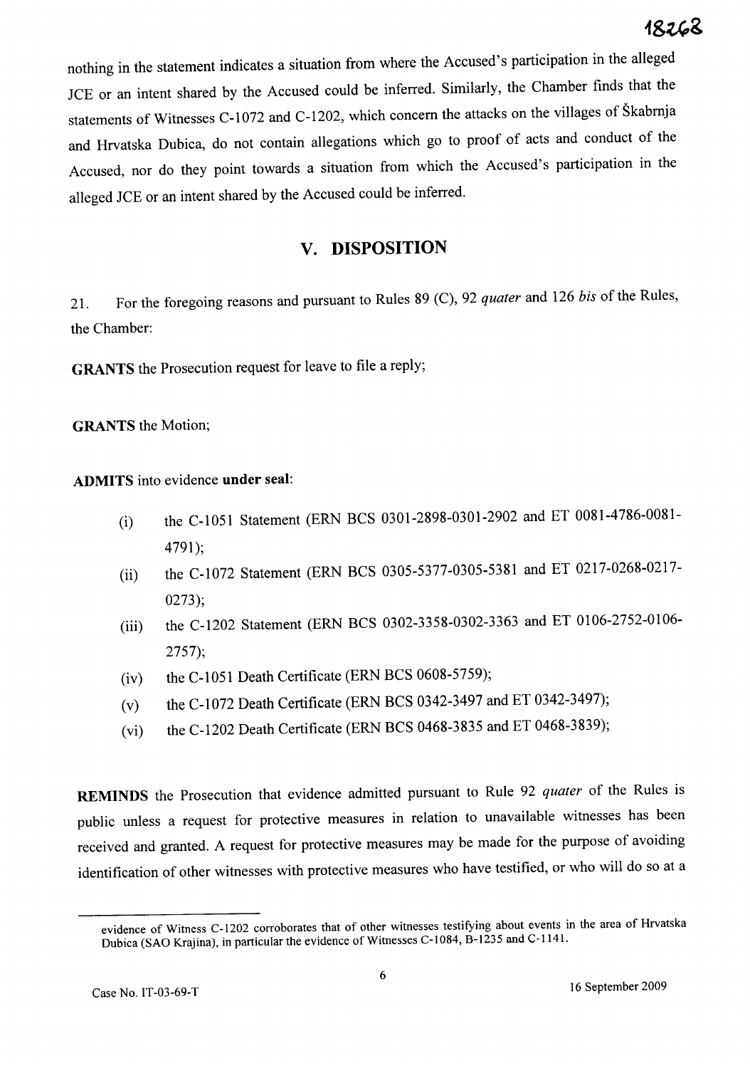nothing in the statement indicates a situation from where the Accused's participation in the alleged JCE or an intent shared by the Accused could be inferred. Similarly, the Chamber finds that the statements of Witnesses C-1072 and C-1202, which concern the attacks on the villages of Škabrnja and Hrvatska Dubica, do not contain allegations which go to proof of acts and conduct of the Accused, nor do they point towards a situation from which the Accused's participation in the alleged JCE or an intent shared by the Accused could be inferred.

## V. DISPOSITION

21. For the foregoing reasons and pursuant to Rules 89 (C), 92 *quater* and 126 *bis* of the Rules, the Chamber:

**GRANTS** the Prosecution request for leave to file a reply;

**GRANTS** the Motion;

**ADMITS** into evidence **under seal**:

(i) the C-1051 Statement (ERN BCS 0301-2898-0301-2902 and ET 0081-4786-0081-4791);

(ii) the C-1072 Statement (ERN BCS 0305-5377-0305-5381 and ET 0217-0268-0217-0273);

(iii) the C-1202 Statement (ERN BCS 0302-3358-0302-3363 and ET 0106-2752-0106-2757);

(iv) the C-1051 Death Certificate (ERN BCS 0608-5759);

(v) the C-1072 Death Certificate (ERN BCS 0342-3497 and ET 0342-3497);

(vi) the C-1202 Death Certificate (ERN BCS 0468-3835 and ET 0468-3839);

**REMINDS** the Prosecution that evidence admitted pursuant to Rule 92 *quater* of the Rules is public unless a request for protective measures in relation to unavailable witnesses has been received and granted. A request for protective measures may be made for the purpose of avoiding identification of other witnesses with protective measures who have testified, or who will do so at a

evidence of Witness C-1202 corroborates that of other witnesses testifying about events in the area of Hrvatska Dubica (SAO Krajina), in particular the evidence of Witnesses C-1084, B-1235 and C-1141.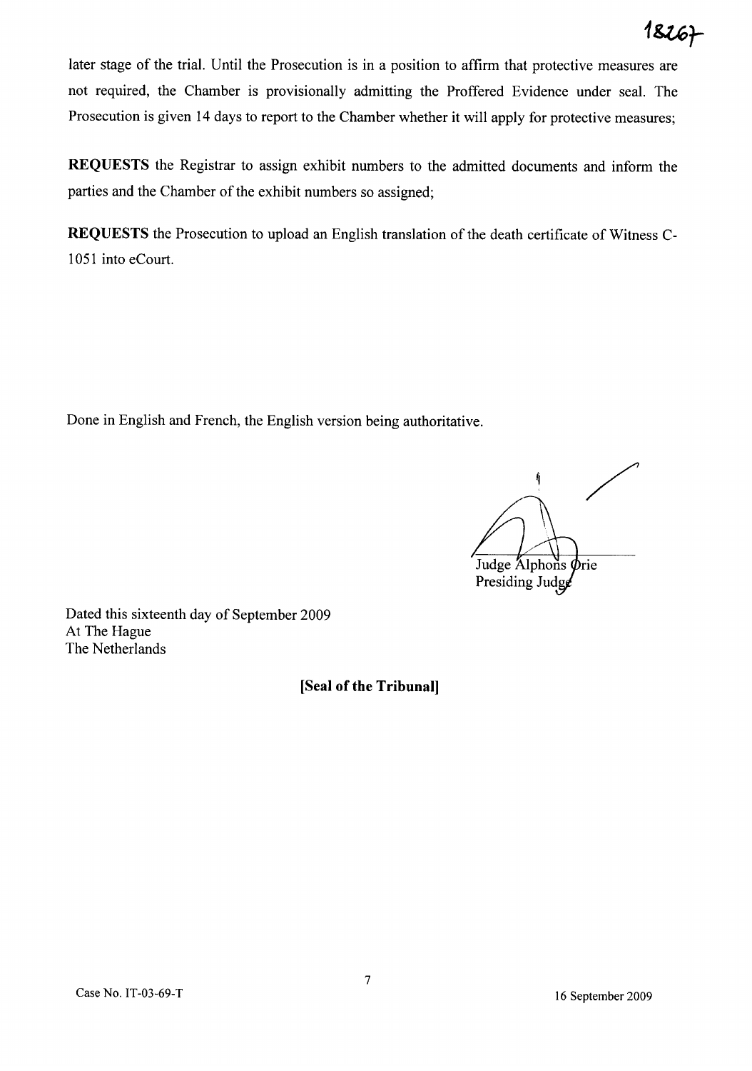later stage of the trial. Until the Prosecution is in a position to affirm that protective measures are not required, the Chamber is provisionally admitting the Proffered Evidence under seal. The Prosecution is given 14 days to report to the Chamber whether it will apply for protective measures;

**REQUESTS** the Registrar to assign exhibit numbers to the admitted documents and inform the parties and the Chamber of the exhibit numbers so assigned;

**REQUESTS** the Prosecution to upload an English translation of the death certificate of Witness C-1051 into eCourt.

Done in English and French, the English version being authoritative.

Judge Alphons Orie
Presiding Judge

Dated this sixteenth day of September 2009
At The Hague
The Netherlands

**[Seal of the Tribunal]**